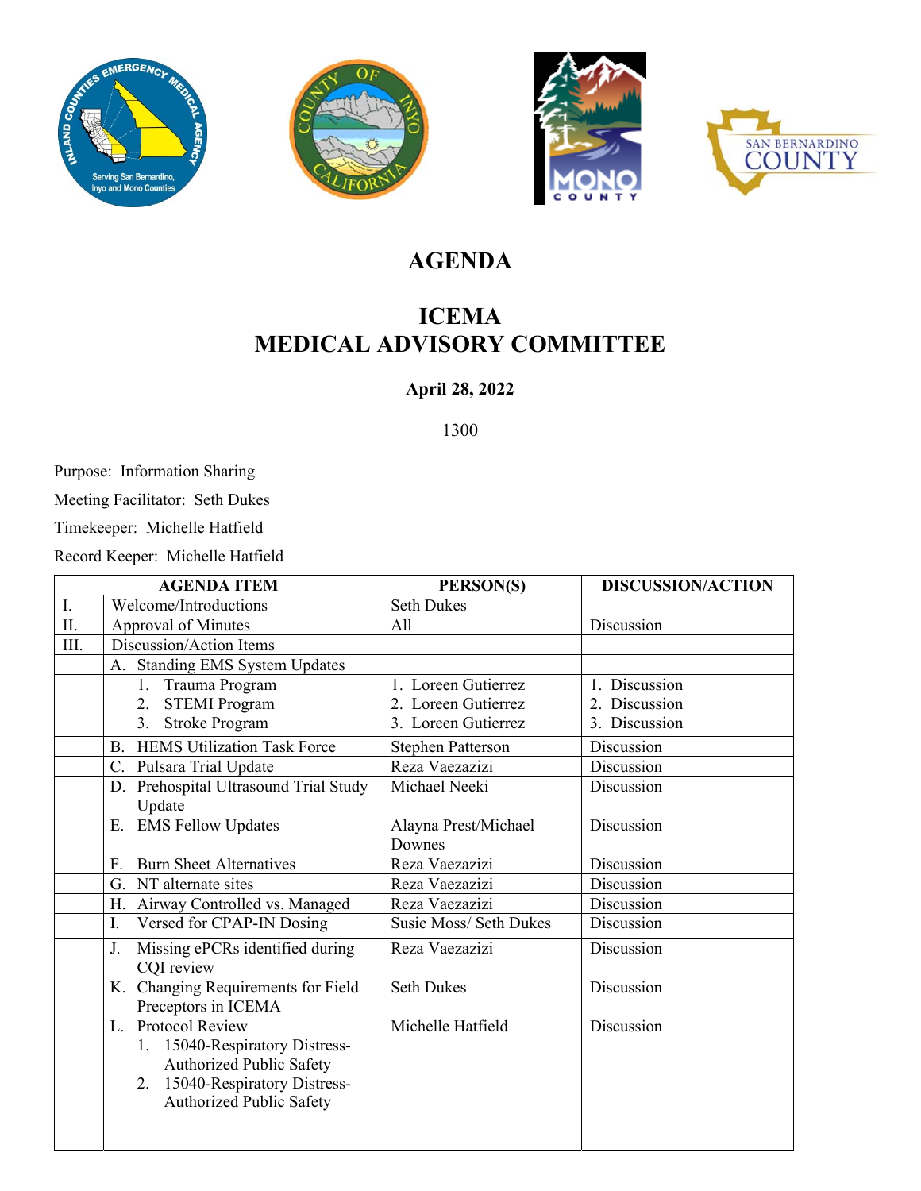# AGENDA

## ICEMA
## MEDICAL ADVISORY COMMITTEE

**April 28, 2022**

1300

Purpose: Information Sharing

Meeting Facilitator: Seth Dukes

Timekeeper: Michelle Hatfield

Record Keeper: Michelle Hatfield

| | AGENDA ITEM | PERSON(S) | DISCUSSION/ACTION |
|---|---|---|---|
| I. | Welcome/Introductions | Seth Dukes | |
| II. | Approval of Minutes | All | Discussion |
| III. | Discussion/Action Items | | |
| | A. Standing EMS System Updates | | |
| | 1. Trauma Program<br>2. STEMI Program<br>3. Stroke Program | 1. Loreen Gutierrez<br>2. Loreen Gutierrez<br>3. Loreen Gutierrez | 1. Discussion<br>2. Discussion<br>3. Discussion |
| | B. HEMS Utilization Task Force | Stephen Patterson | Discussion |
| | C. Pulsara Trial Update | Reza Vaezazizi | Discussion |
| | D. Prehospital Ultrasound Trial Study Update | Michael Neeki | Discussion |
| | E. EMS Fellow Updates | Alayna Prest/Michael Downes | Discussion |
| | F. Burn Sheet Alternatives | Reza Vaezazizi | Discussion |
| | G. NT alternate sites | Reza Vaezazizi | Discussion |
| | H. Airway Controlled vs. Managed | Reza Vaezazizi | Discussion |
| | I. Versed for CPAP-IN Dosing | Susie Moss/ Seth Dukes | Discussion |
| | J. Missing ePCRs identified during CQI review | Reza Vaezazizi | Discussion |
| | K. Changing Requirements for Field Preceptors in ICEMA | Seth Dukes | Discussion |
| | L. Protocol Review<br>1. 15040-Respiratory Distress-Authorized Public Safety<br>2. 15040-Respiratory Distress-Authorized Public Safety | Michelle Hatfield | Discussion |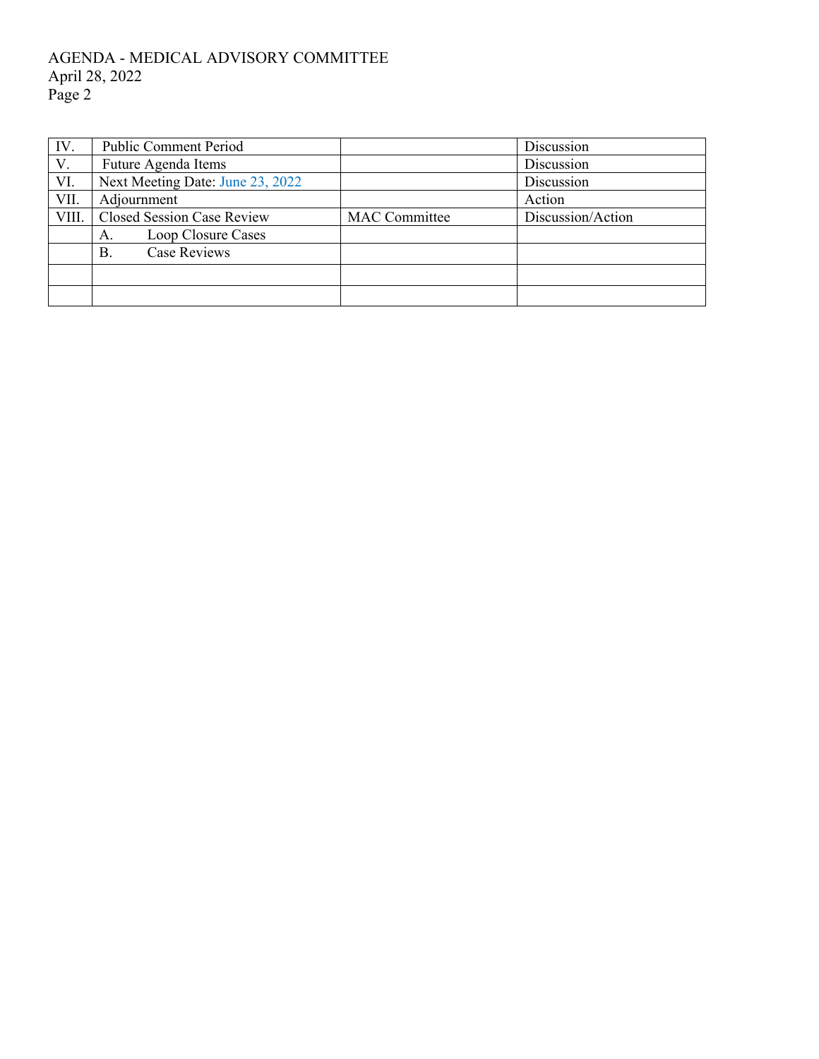AGENDA - MEDICAL ADVISORY COMMITTEE
April 28, 2022

| | | | |
|---|---|---|---|
| IV. | Public Comment Period | | Discussion |
| V. | Future Agenda Items | | Discussion |
| VI. | Next Meeting Date: June 23, 2022 | | Discussion |
| VII. | Adjournment | | Action |
| VIII. | Closed Session Case Review | MAC Committee | Discussion/Action |
| | A. Loop Closure Cases | | |
| | B. Case Reviews | | |
| | | | |
| | | | |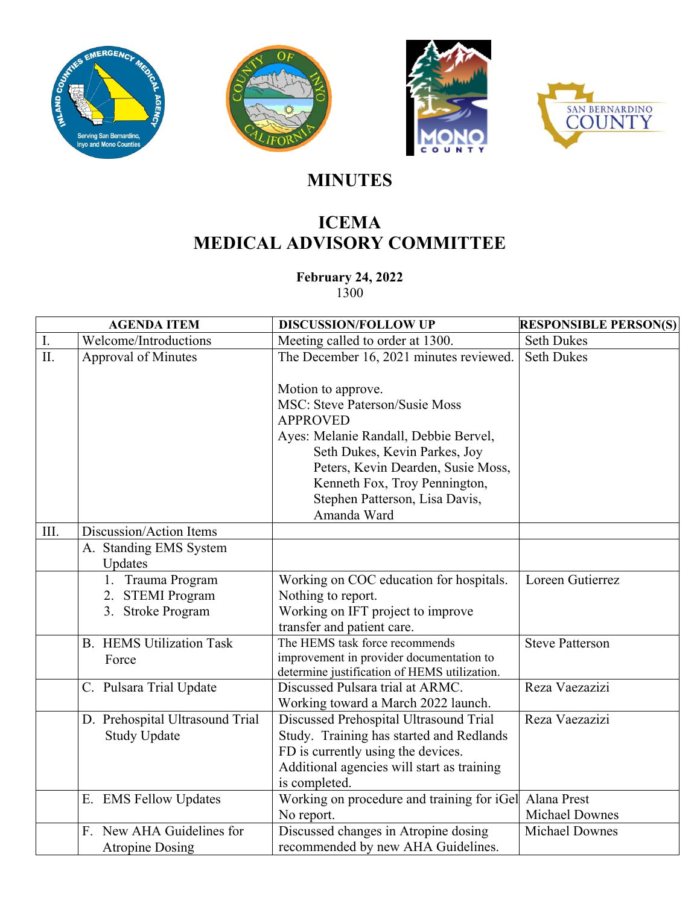# MINUTES

# ICEMA
# MEDICAL ADVISORY COMMITTEE

**February 24, 2022**
1300

| AGENDA ITEM | | DISCUSSION/FOLLOW UP | RESPONSIBLE PERSON(S) |
|---|---|---|---|
| I. | Welcome/Introductions | Meeting called to order at 1300. | Seth Dukes |
| II. | Approval of Minutes | The December 16, 2021 minutes reviewed.<br><br>Motion to approve.<br>MSC: Steve Paterson/Susie Moss<br>APPROVED<br>Ayes: Melanie Randall, Debbie Bervel, Seth Dukes, Kevin Parkes, Joy Peters, Kevin Dearden, Susie Moss, Kenneth Fox, Troy Pennington, Stephen Patterson, Lisa Davis, Amanda Ward | Seth Dukes |
| III. | Discussion/Action Items | | |
| | A. Standing EMS System Updates | | |
| | 1. Trauma Program<br>2. STEMI Program<br>3. Stroke Program | Working on COC education for hospitals.<br>Nothing to report.<br>Working on IFT project to improve transfer and patient care. | Loreen Gutierrez |
| | B. HEMS Utilization Task Force | The HEMS task force recommends improvement in provider documentation to determine justification of HEMS utilization. | Steve Patterson |
| | C. Pulsara Trial Update | Discussed Pulsara trial at ARMC. Working toward a March 2022 launch. | Reza Vaezazizi |
| | D. Prehospital Ultrasound Trial Study Update | Discussed Prehospital Ultrasound Trial Study. Training has started and Redlands FD is currently using the devices. Additional agencies will start as training is completed. | Reza Vaezazizi |
| | E. EMS Fellow Updates | Working on procedure and training for iGel<br>No report. | Alana Prest<br>Michael Downes |
| | F. New AHA Guidelines for Atropine Dosing | Discussed changes in Atropine dosing recommended by new AHA Guidelines. | Michael Downes |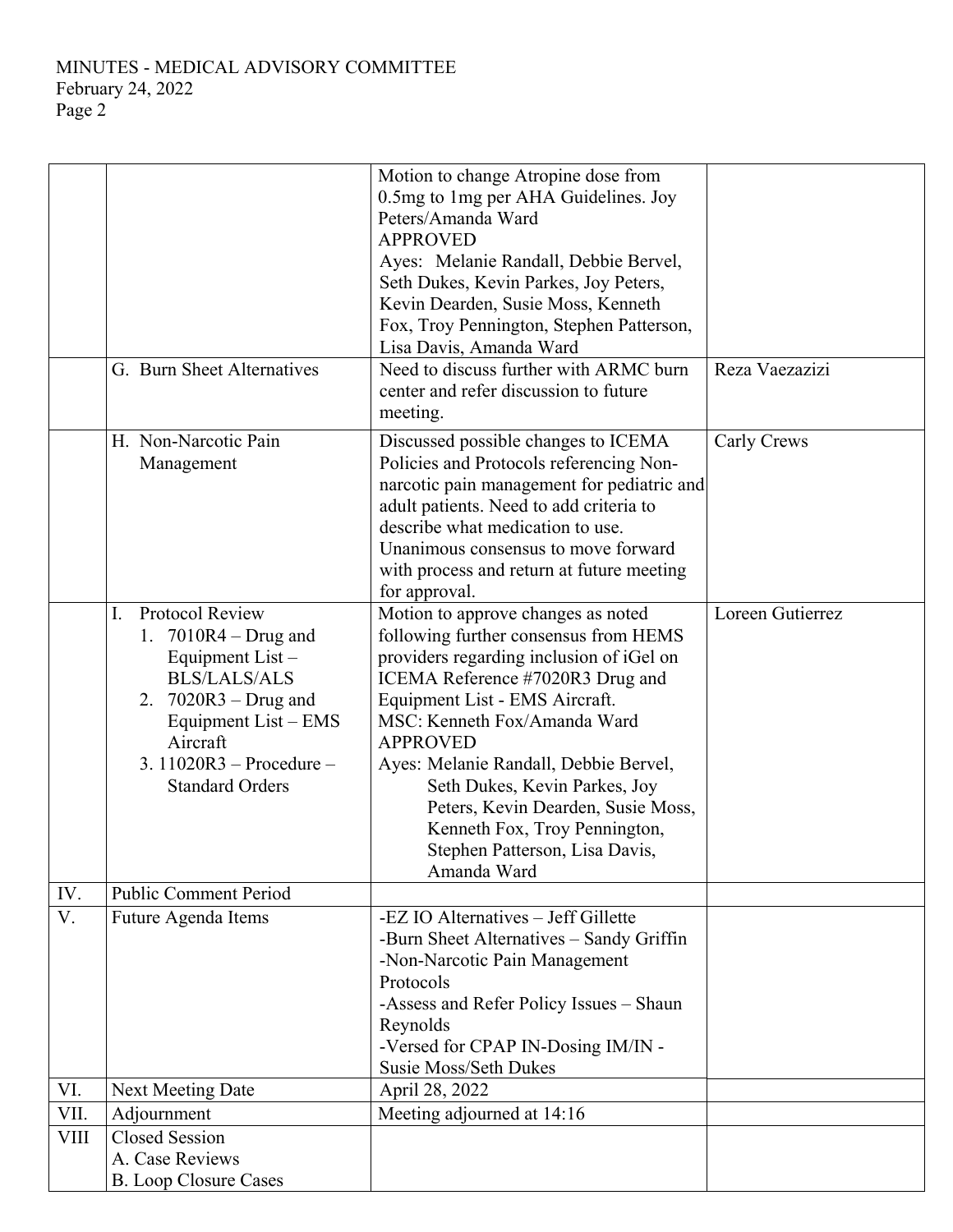| | | | |
|---|---|---|---|
| | | Motion to change Atropine dose from 0.5mg to 1mg per AHA Guidelines. Joy Peters/Amanda Ward<br>APPROVED<br>Ayes: Melanie Randall, Debbie Bervel, Seth Dukes, Kevin Parkes, Joy Peters, Kevin Dearden, Susie Moss, Kenneth Fox, Troy Pennington, Stephen Patterson, Lisa Davis, Amanda Ward | |
| | G. Burn Sheet Alternatives | Need to discuss further with ARMC burn center and refer discussion to future meeting. | Reza Vaezazizi |
| | H. Non-Narcotic Pain Management | Discussed possible changes to ICEMA Policies and Protocols referencing Non-narcotic pain management for pediatric and adult patients. Need to add criteria to describe what medication to use. Unanimous consensus to move forward with process and return at future meeting for approval. | Carly Crews |
| | I. Protocol Review<br>1. 7010R4 – Drug and Equipment List – BLS/LALS/ALS<br>2. 7020R3 – Drug and Equipment List – EMS Aircraft<br>3. 11020R3 – Procedure – Standard Orders | Motion to approve changes as noted following further consensus from HEMS providers regarding inclusion of iGel on ICEMA Reference #7020R3 Drug and Equipment List - EMS Aircraft.<br>MSC: Kenneth Fox/Amanda Ward<br>APPROVED<br>Ayes: Melanie Randall, Debbie Bervel, Seth Dukes, Kevin Parkes, Joy Peters, Kevin Dearden, Susie Moss, Kenneth Fox, Troy Pennington, Stephen Patterson, Lisa Davis, Amanda Ward | Loreen Gutierrez |
| IV. | Public Comment Period | | |
| V. | Future Agenda Items | -EZ IO Alternatives – Jeff Gillette<br>-Burn Sheet Alternatives – Sandy Griffin<br>-Non-Narcotic Pain Management Protocols<br>-Assess and Refer Policy Issues – Shaun Reynolds<br>-Versed for CPAP IN-Dosing IM/IN - Susie Moss/Seth Dukes | |
| VI. | Next Meeting Date | April 28, 2022 | |
| VII. | Adjournment | Meeting adjourned at 14:16 | |
| VIII | Closed Session<br>A. Case Reviews<br>B. Loop Closure Cases | | |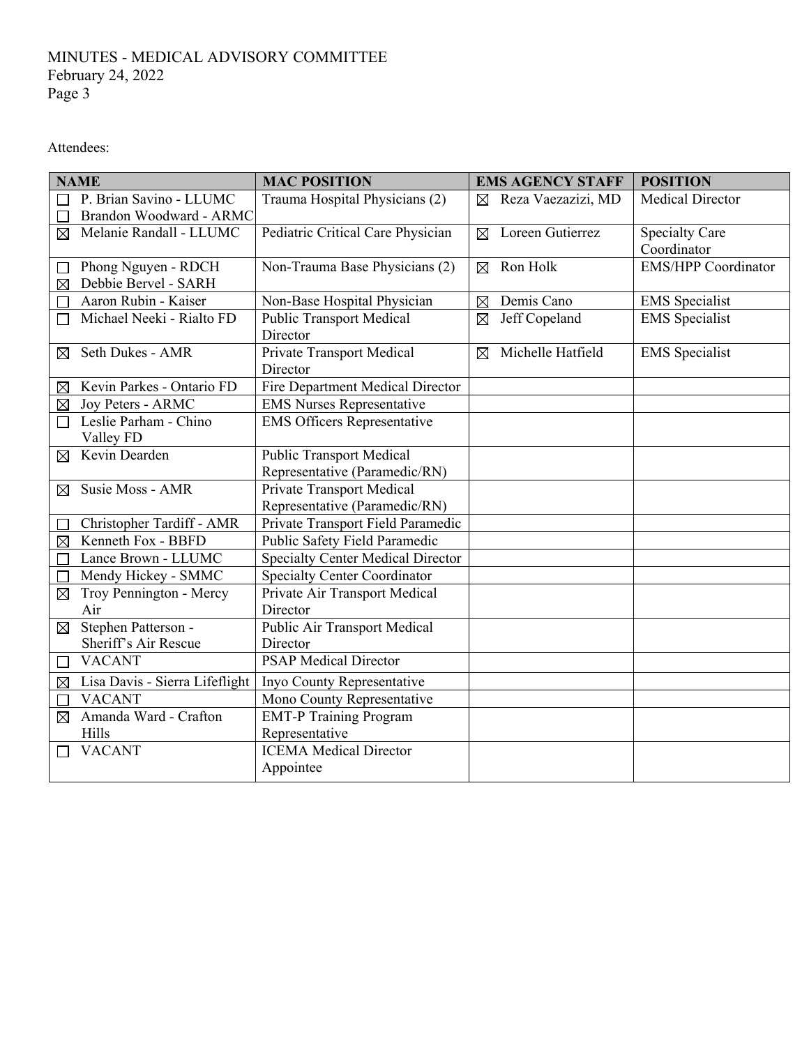MINUTES - MEDICAL ADVISORY COMMITTEE
February 24, 2022

Attendees:

| NAME | MAC POSITION | EMS AGENCY STAFF | POSITION |
|---|---|---|---|
| ☐ P. Brian Savino - LLUMC<br>☐ Brandon Woodward - ARMC | Trauma Hospital Physicians (2) | ☒ Reza Vaezazizi, MD | Medical Director |
| ☒ Melanie Randall - LLUMC | Pediatric Critical Care Physician | ☒ Loreen Gutierrez | Specialty Care Coordinator |
| ☐ Phong Nguyen - RDCH<br>☒ Debbie Bervel - SARH | Non-Trauma Base Physicians (2) | ☒ Ron Holk | EMS/HPP Coordinator |
| ☐ Aaron Rubin - Kaiser | Non-Base Hospital Physician | ☒ Demis Cano | EMS Specialist |
| ☐ Michael Neeki - Rialto FD | Public Transport Medical Director | ☒ Jeff Copeland | EMS Specialist |
| ☒ Seth Dukes - AMR | Private Transport Medical Director | ☒ Michelle Hatfield | EMS Specialist |
| ☒ Kevin Parkes - Ontario FD | Fire Department Medical Director | | |
| ☒ Joy Peters - ARMC | EMS Nurses Representative | | |
| ☐ Leslie Parham - Chino Valley FD | EMS Officers Representative | | |
| ☒ Kevin Dearden | Public Transport Medical Representative (Paramedic/RN) | | |
| ☒ Susie Moss - AMR | Private Transport Medical Representative (Paramedic/RN) | | |
| ☐ Christopher Tardiff - AMR | Private Transport Field Paramedic | | |
| ☒ Kenneth Fox - BBFD | Public Safety Field Paramedic | | |
| ☐ Lance Brown - LLUMC | Specialty Center Medical Director | | |
| ☐ Mendy Hickey - SMMC | Specialty Center Coordinator | | |
| ☒ Troy Pennington - Mercy Air | Private Air Transport Medical Director | | |
| ☒ Stephen Patterson - Sheriff's Air Rescue | Public Air Transport Medical Director | | |
| ☐ VACANT | PSAP Medical Director | | |
| ☒ Lisa Davis - Sierra Lifeflight | Inyo County Representative | | |
| ☐ VACANT | Mono County Representative | | |
| ☒ Amanda Ward - Crafton Hills | EMT-P Training Program Representative | | |
| ☐ VACANT | ICEMA Medical Director Appointee | | |